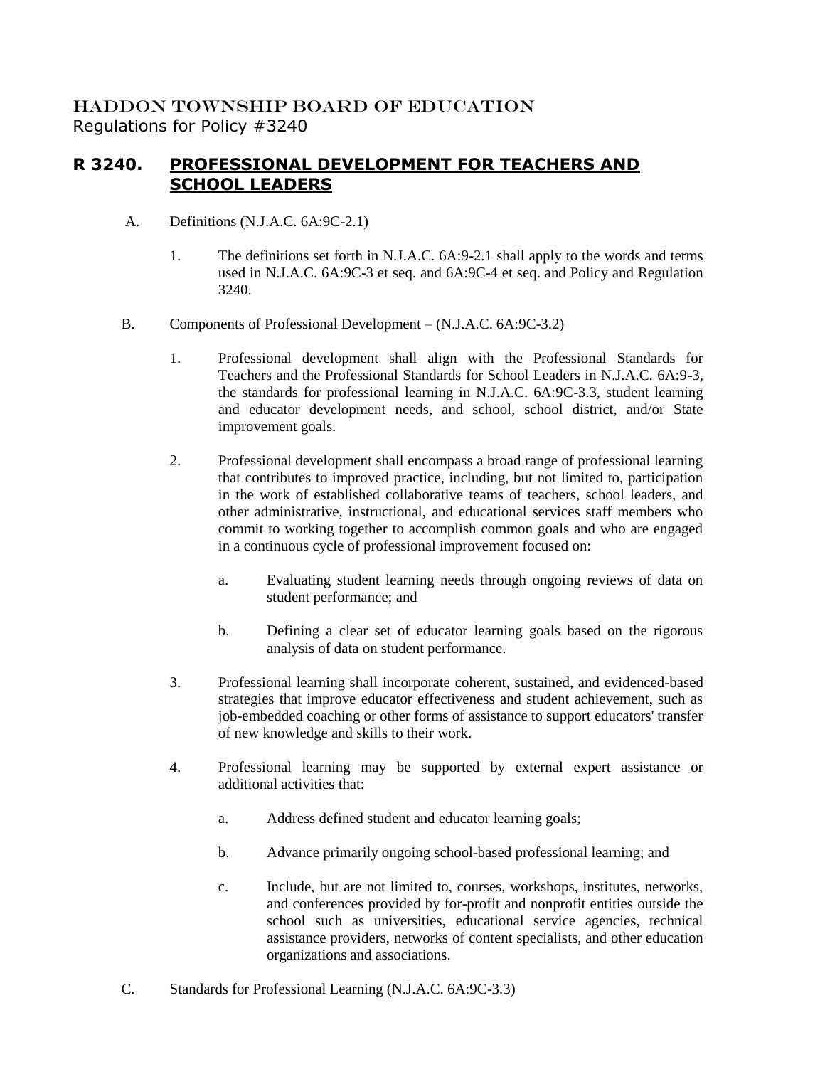HADDON TOWNSHIP BOARD OF EDUCATION
Regulations for Policy #3240

# R 3240. PROFESSIONAL DEVELOPMENT FOR TEACHERS AND SCHOOL LEADERS

A. Definitions (N.J.A.C. 6A:9C-2.1)

1. The definitions set forth in N.J.A.C. 6A:9-2.1 shall apply to the words and terms used in N.J.A.C. 6A:9C-3 et seq. and 6A:9C-4 et seq. and Policy and Regulation 3240.

B. Components of Professional Development – (N.J.A.C. 6A:9C-3.2)

1. Professional development shall align with the Professional Standards for Teachers and the Professional Standards for School Leaders in N.J.A.C. 6A:9-3, the standards for professional learning in N.J.A.C. 6A:9C-3.3, student learning and educator development needs, and school, school district, and/or State improvement goals.

2. Professional development shall encompass a broad range of professional learning that contributes to improved practice, including, but not limited to, participation in the work of established collaborative teams of teachers, school leaders, and other administrative, instructional, and educational services staff members who commit to working together to accomplish common goals and who are engaged in a continuous cycle of professional improvement focused on:

   a. Evaluating student learning needs through ongoing reviews of data on student performance; and

   b. Defining a clear set of educator learning goals based on the rigorous analysis of data on student performance.

3. Professional learning shall incorporate coherent, sustained, and evidenced-based strategies that improve educator effectiveness and student achievement, such as job-embedded coaching or other forms of assistance to support educators' transfer of new knowledge and skills to their work.

4. Professional learning may be supported by external expert assistance or additional activities that:

   a. Address defined student and educator learning goals;

   b. Advance primarily ongoing school-based professional learning; and

   c. Include, but are not limited to, courses, workshops, institutes, networks, and conferences provided by for-profit and nonprofit entities outside the school such as universities, educational service agencies, technical assistance providers, networks of content specialists, and other education organizations and associations.

C. Standards for Professional Learning (N.J.A.C. 6A:9C-3.3)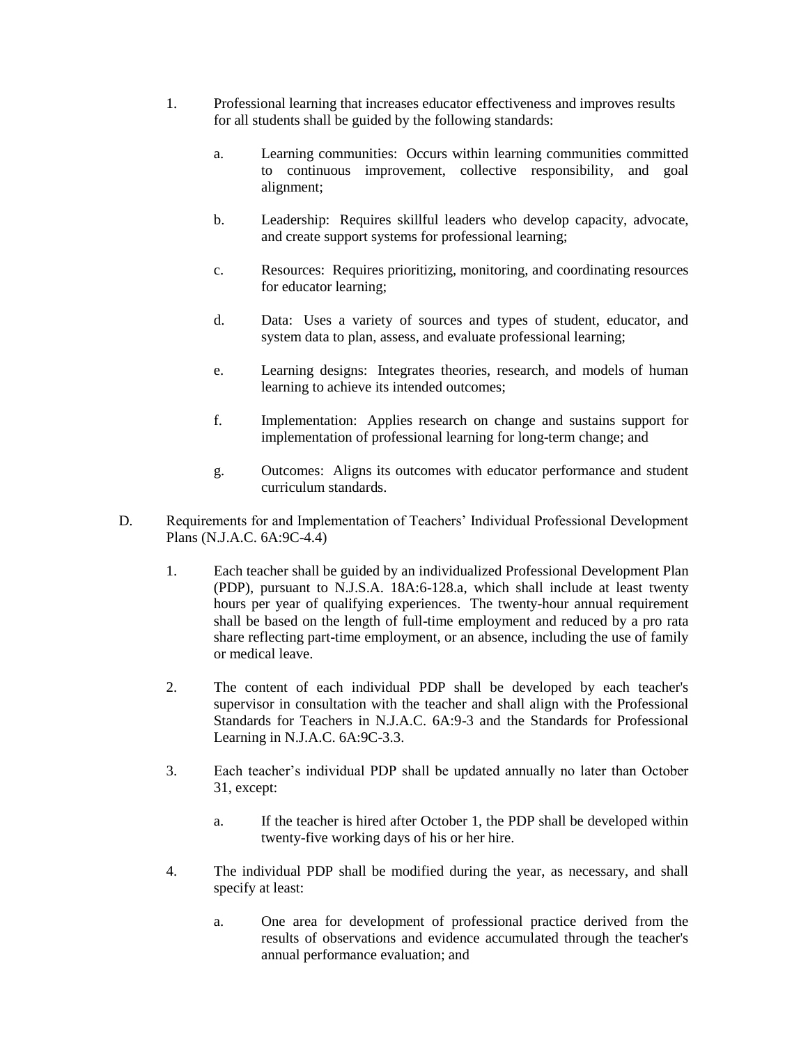1. Professional learning that increases educator effectiveness and improves results for all students shall be guided by the following standards:

   a. Learning communities: Occurs within learning communities committed to continuous improvement, collective responsibility, and goal alignment;

   b. Leadership: Requires skillful leaders who develop capacity, advocate, and create support systems for professional learning;

   c. Resources: Requires prioritizing, monitoring, and coordinating resources for educator learning;

   d. Data: Uses a variety of sources and types of student, educator, and system data to plan, assess, and evaluate professional learning;

   e. Learning designs: Integrates theories, research, and models of human learning to achieve its intended outcomes;

   f. Implementation: Applies research on change and sustains support for implementation of professional learning for long-term change; and

   g. Outcomes: Aligns its outcomes with educator performance and student curriculum standards.

D. Requirements for and Implementation of Teachers' Individual Professional Development Plans (N.J.A.C. 6A:9C-4.4)

1. Each teacher shall be guided by an individualized Professional Development Plan (PDP), pursuant to N.J.S.A. 18A:6-128.a, which shall include at least twenty hours per year of qualifying experiences. The twenty-hour annual requirement shall be based on the length of full-time employment and reduced by a pro rata share reflecting part-time employment, or an absence, including the use of family or medical leave.

2. The content of each individual PDP shall be developed by each teacher's supervisor in consultation with the teacher and shall align with the Professional Standards for Teachers in N.J.A.C. 6A:9-3 and the Standards for Professional Learning in N.J.A.C. 6A:9C-3.3.

3. Each teacher's individual PDP shall be updated annually no later than October 31, except:

   a. If the teacher is hired after October 1, the PDP shall be developed within twenty-five working days of his or her hire.

4. The individual PDP shall be modified during the year, as necessary, and shall specify at least:

   a. One area for development of professional practice derived from the results of observations and evidence accumulated through the teacher's annual performance evaluation; and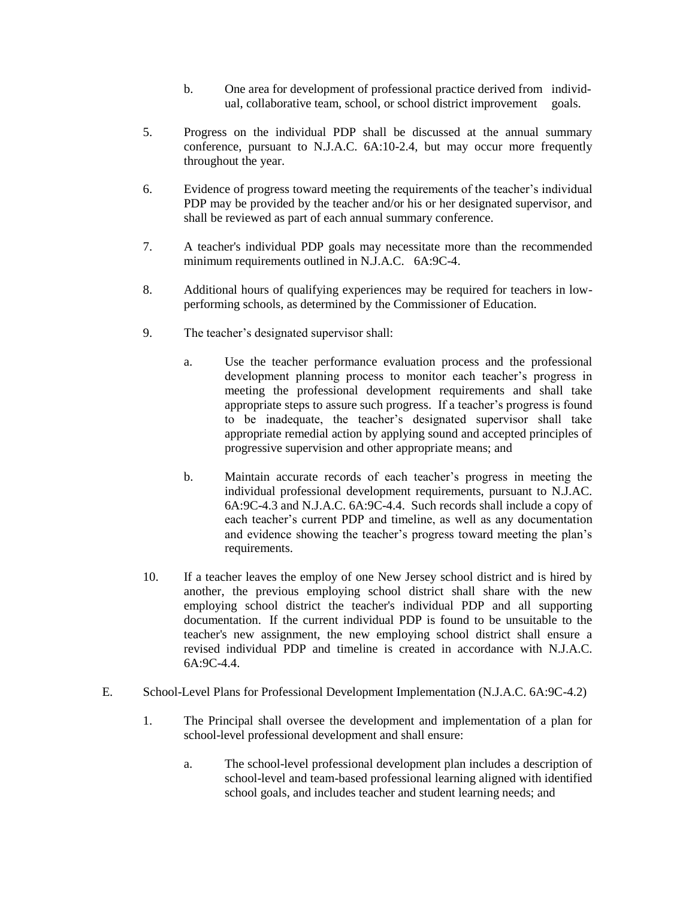b. One area for development of professional practice derived from individual, collaborative team, school, or school district improvement goals.

5. Progress on the individual PDP shall be discussed at the annual summary conference, pursuant to N.J.A.C. 6A:10-2.4, but may occur more frequently throughout the year.

6. Evidence of progress toward meeting the requirements of the teacher's individual PDP may be provided by the teacher and/or his or her designated supervisor, and shall be reviewed as part of each annual summary conference.

7. A teacher's individual PDP goals may necessitate more than the recommended minimum requirements outlined in N.J.A.C. 6A:9C-4.

8. Additional hours of qualifying experiences may be required for teachers in low-performing schools, as determined by the Commissioner of Education.

9. The teacher's designated supervisor shall:

   a. Use the teacher performance evaluation process and the professional development planning process to monitor each teacher's progress in meeting the professional development requirements and shall take appropriate steps to assure such progress. If a teacher's progress is found to be inadequate, the teacher's designated supervisor shall take appropriate remedial action by applying sound and accepted principles of progressive supervision and other appropriate means; and

   b. Maintain accurate records of each teacher's progress in meeting the individual professional development requirements, pursuant to N.J.AC. 6A:9C-4.3 and N.J.A.C. 6A:9C-4.4. Such records shall include a copy of each teacher's current PDP and timeline, as well as any documentation and evidence showing the teacher's progress toward meeting the plan's requirements.

10. If a teacher leaves the employ of one New Jersey school district and is hired by another, the previous employing school district shall share with the new employing school district the teacher's individual PDP and all supporting documentation. If the current individual PDP is found to be unsuitable to the teacher's new assignment, the new employing school district shall ensure a revised individual PDP and timeline is created in accordance with N.J.A.C. 6A:9C-4.4.

E. School-Level Plans for Professional Development Implementation (N.J.A.C. 6A:9C-4.2)

1. The Principal shall oversee the development and implementation of a plan for school-level professional development and shall ensure:

   a. The school-level professional development plan includes a description of school-level and team-based professional learning aligned with identified school goals, and includes teacher and student learning needs; and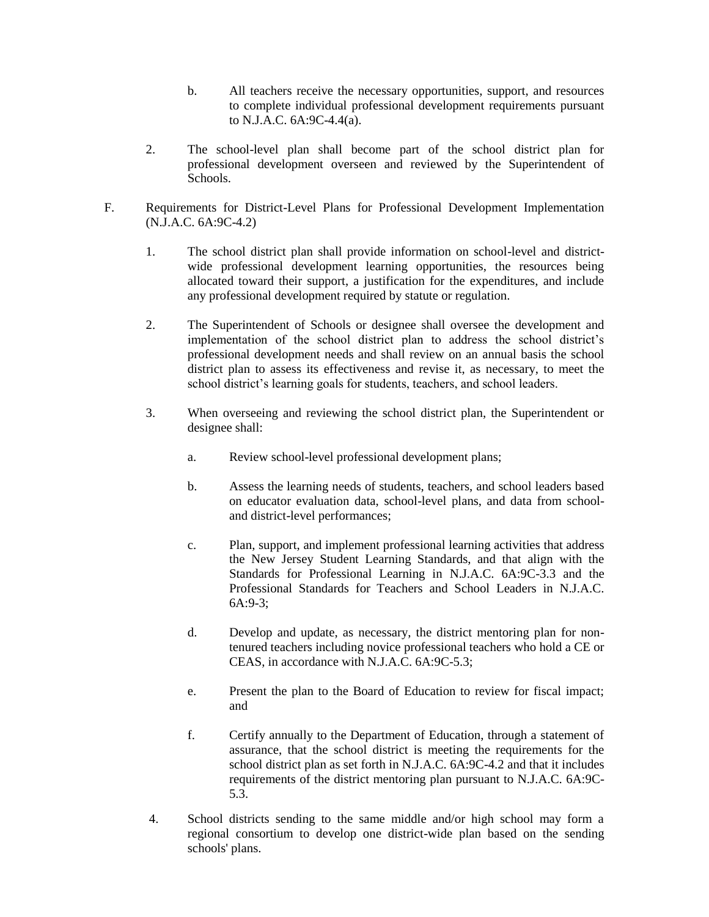b. All teachers receive the necessary opportunities, support, and resources to complete individual professional development requirements pursuant to N.J.A.C. 6A:9C-4.4(a).

2. The school-level plan shall become part of the school district plan for professional development overseen and reviewed by the Superintendent of Schools.

F. Requirements for District-Level Plans for Professional Development Implementation (N.J.A.C. 6A:9C-4.2)

1. The school district plan shall provide information on school-level and district-wide professional development learning opportunities, the resources being allocated toward their support, a justification for the expenditures, and include any professional development required by statute or regulation.

2. The Superintendent of Schools or designee shall oversee the development and implementation of the school district plan to address the school district's professional development needs and shall review on an annual basis the school district plan to assess its effectiveness and revise it, as necessary, to meet the school district's learning goals for students, teachers, and school leaders.

3. When overseeing and reviewing the school district plan, the Superintendent or designee shall:

   a. Review school-level professional development plans;

   b. Assess the learning needs of students, teachers, and school leaders based on educator evaluation data, school-level plans, and data from school- and district-level performances;

   c. Plan, support, and implement professional learning activities that address the New Jersey Student Learning Standards, and that align with the Standards for Professional Learning in N.J.A.C. 6A:9C-3.3 and the Professional Standards for Teachers and School Leaders in N.J.A.C. 6A:9-3;

   d. Develop and update, as necessary, the district mentoring plan for non-tenured teachers including novice professional teachers who hold a CE or CEAS, in accordance with N.J.A.C. 6A:9C-5.3;

   e. Present the plan to the Board of Education to review for fiscal impact; and

   f. Certify annually to the Department of Education, through a statement of assurance, that the school district is meeting the requirements for the school district plan as set forth in N.J.A.C. 6A:9C-4.2 and that it includes requirements of the district mentoring plan pursuant to N.J.A.C. 6A:9C-5.3.

4. School districts sending to the same middle and/or high school may form a regional consortium to develop one district-wide plan based on the sending schools' plans.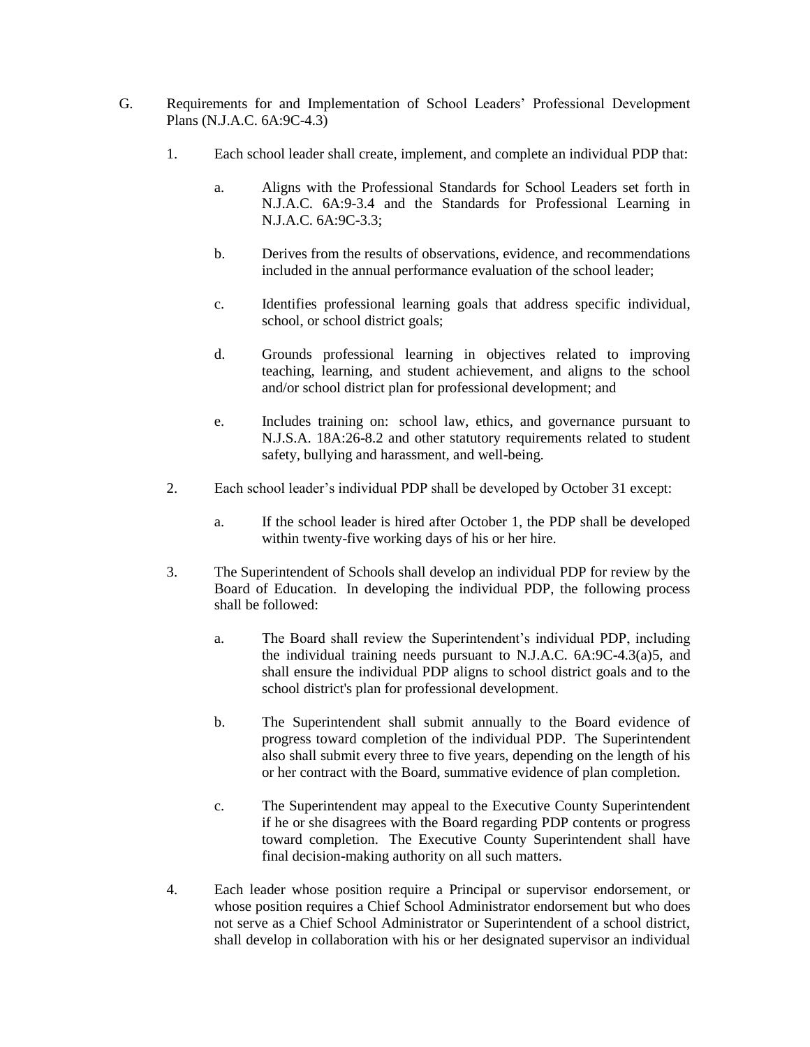G. Requirements for and Implementation of School Leaders' Professional Development Plans (N.J.A.C. 6A:9C-4.3)

1. Each school leader shall create, implement, and complete an individual PDP that:

   a. Aligns with the Professional Standards for School Leaders set forth in N.J.A.C. 6A:9-3.4 and the Standards for Professional Learning in N.J.A.C. 6A:9C-3.3;

   b. Derives from the results of observations, evidence, and recommendations included in the annual performance evaluation of the school leader;

   c. Identifies professional learning goals that address specific individual, school, or school district goals;

   d. Grounds professional learning in objectives related to improving teaching, learning, and student achievement, and aligns to the school and/or school district plan for professional development; and

   e. Includes training on: school law, ethics, and governance pursuant to N.J.S.A. 18A:26-8.2 and other statutory requirements related to student safety, bullying and harassment, and well-being.

2. Each school leader's individual PDP shall be developed by October 31 except:

   a. If the school leader is hired after October 1, the PDP shall be developed within twenty-five working days of his or her hire.

3. The Superintendent of Schools shall develop an individual PDP for review by the Board of Education. In developing the individual PDP, the following process shall be followed:

   a. The Board shall review the Superintendent's individual PDP, including the individual training needs pursuant to N.J.A.C. 6A:9C-4.3(a)5, and shall ensure the individual PDP aligns to school district goals and to the school district's plan for professional development.

   b. The Superintendent shall submit annually to the Board evidence of progress toward completion of the individual PDP. The Superintendent also shall submit every three to five years, depending on the length of his or her contract with the Board, summative evidence of plan completion.

   c. The Superintendent may appeal to the Executive County Superintendent if he or she disagrees with the Board regarding PDP contents or progress toward completion. The Executive County Superintendent shall have final decision-making authority on all such matters.

4. Each leader whose position require a Principal or supervisor endorsement, or whose position requires a Chief School Administrator endorsement but who does not serve as a Chief School Administrator or Superintendent of a school district, shall develop in collaboration with his or her designated supervisor an individual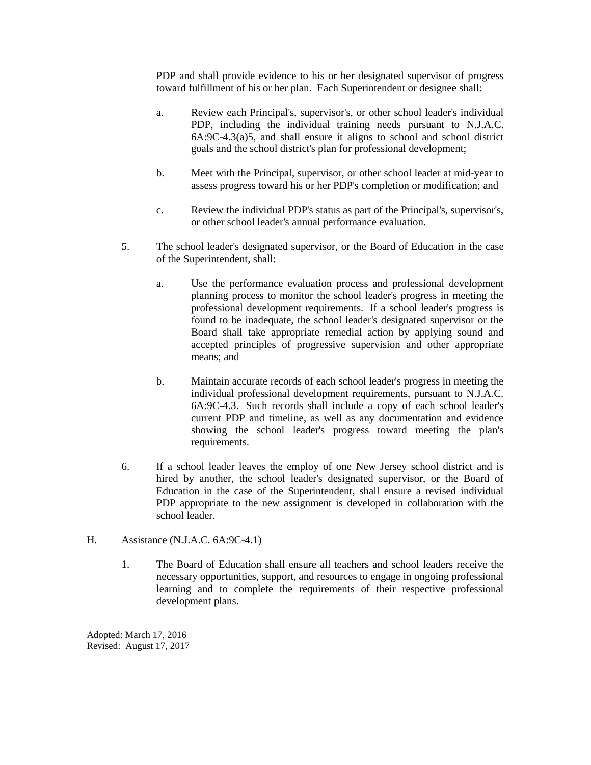PDP and shall provide evidence to his or her designated supervisor of progress toward fulfillment of his or her plan. Each Superintendent or designee shall:

a. Review each Principal's, supervisor's, or other school leader's individual PDP, including the individual training needs pursuant to N.J.A.C. 6A:9C-4.3(a)5, and shall ensure it aligns to school and school district goals and the school district's plan for professional development;

b. Meet with the Principal, supervisor, or other school leader at mid-year to assess progress toward his or her PDP's completion or modification; and

c. Review the individual PDP's status as part of the Principal's, supervisor's, or other school leader's annual performance evaluation.

5. The school leader's designated supervisor, or the Board of Education in the case of the Superintendent, shall:

a. Use the performance evaluation process and professional development planning process to monitor the school leader's progress in meeting the professional development requirements. If a school leader's progress is found to be inadequate, the school leader's designated supervisor or the Board shall take appropriate remedial action by applying sound and accepted principles of progressive supervision and other appropriate means; and

b. Maintain accurate records of each school leader's progress in meeting the individual professional development requirements, pursuant to N.J.A.C. 6A:9C-4.3. Such records shall include a copy of each school leader's current PDP and timeline, as well as any documentation and evidence showing the school leader's progress toward meeting the plan's requirements.

6. If a school leader leaves the employ of one New Jersey school district and is hired by another, the school leader's designated supervisor, or the Board of Education in the case of the Superintendent, shall ensure a revised individual PDP appropriate to the new assignment is developed in collaboration with the school leader.

H. Assistance (N.J.A.C. 6A:9C-4.1)

1. The Board of Education shall ensure all teachers and school leaders receive the necessary opportunities, support, and resources to engage in ongoing professional learning and to complete the requirements of their respective professional development plans.

Adopted: March 17, 2016
Revised: August 17, 2017